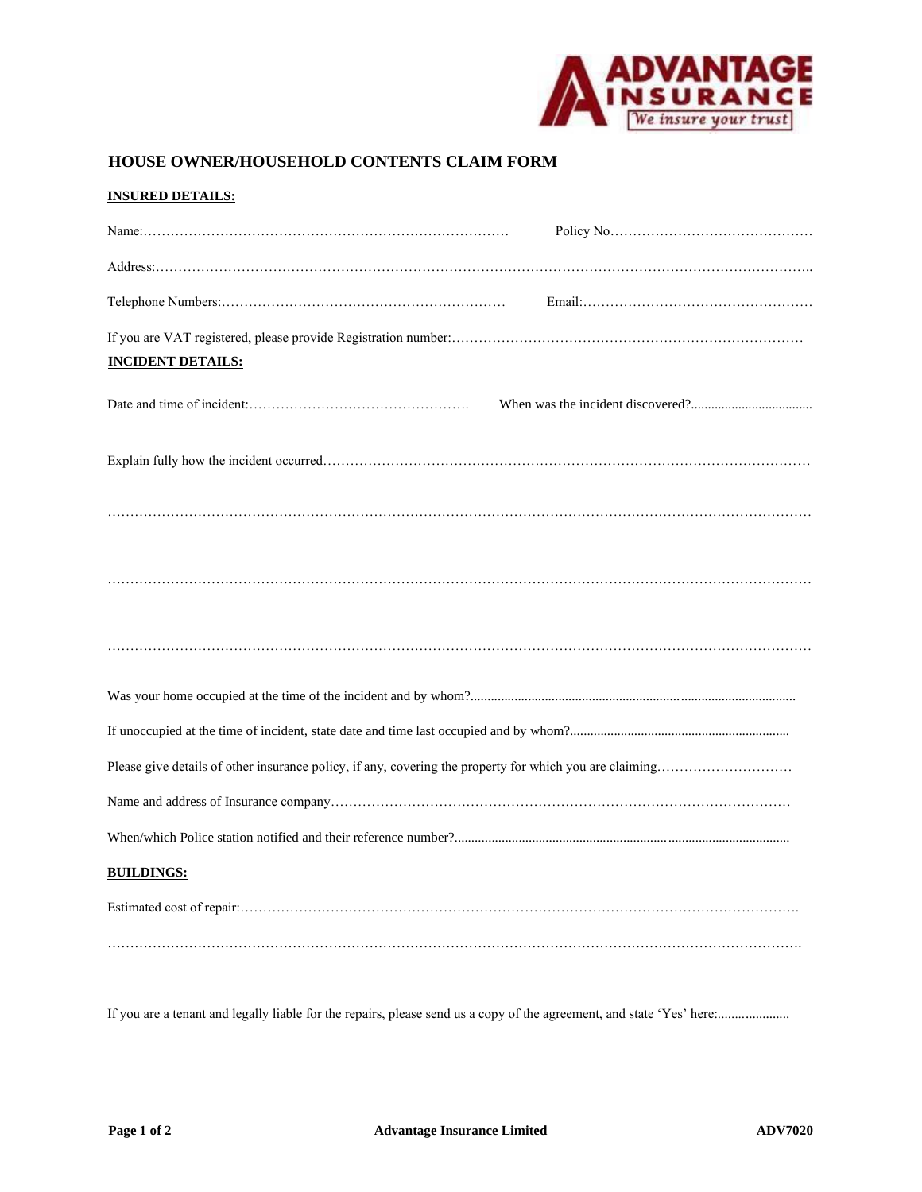ADVANTAGE INSURANCE
We insure your trust

# HOUSE OWNER/HOUSEHOLD CONTENTS CLAIM FORM

**INSURED DETAILS:**

Name:………………………………………………………………………… Policy No………………………………………

Address:……………………………………………………………………………………………………………………………..

Telephone Numbers:……………………………………………………… Email:……………………………………………

If you are VAT registered, please provide Registration number:……………………………………………………………………

**INCIDENT DETAILS:**

Date and time of incident:…………………………………………. When was the incident discovered?....................................

Explain fully how the incident occurred………………………………………………………………………………………………

……………………………………………………………………………………………………………………………………………

……………………………………………………………………………………………………………………………………………

……………………………………………………………………………………………………………………………………………

Was your home occupied at the time of the incident and by whom?.................................................................................................

If unoccupied at the time of incident, state date and time last occupied and by whom?.................................................................

Please give details of other insurance policy, if any, covering the property for which you are claiming…………………………

Name and address of Insurance company……………………………………………………………………………………………

When/which Police station notified and their reference number?.....................................................................................................

**BUILDINGS:**

Estimated cost of repair:……………………………………………………………………………………………………………….

……………………………………………………………………………………………………………………………………….

If you are a tenant and legally liable for the repairs, please send us a copy of the agreement, and state 'Yes' here:.....................

Advantage Insurance Limited | ADV7020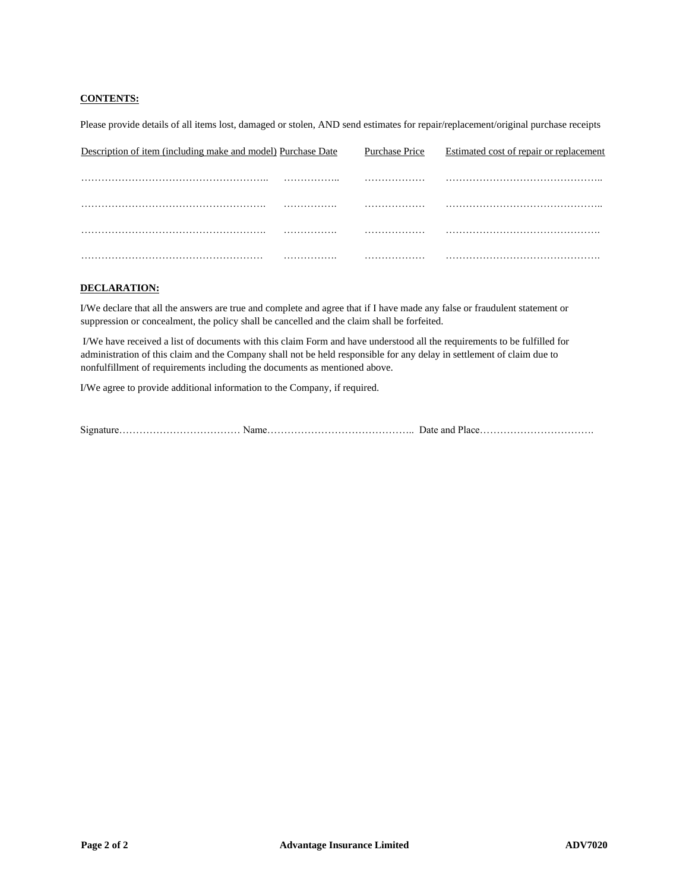**CONTENTS:**

Please provide details of all items lost, damaged or stolen, AND send estimates for repair/replacement/original purchase receipts

| Description of item (including make and model) | Purchase Date | Purchase Price | Estimated cost of repair or replacement |
|---|---|---|---|
| ……………………………………………….. | …………….. | ……………… | ……………………………………….. |
| ………………………………………………. | ……………. | ……………… | ……………………………………….. |
| ………………………………………………. | ……………. | ……………… | ………………………………………. |
| ……………………………………………… | ……………. | ……………… | ………………………………………. |

**DECLARATION:**

I/We declare that all the answers are true and complete and agree that if I have made any false or fraudulent statement or suppression or concealment, the policy shall be cancelled and the claim shall be forfeited.

I/We have received a list of documents with this claim Form and have understood all the requirements to be fulfilled for administration of this claim and the Company shall not be held responsible for any delay in settlement of claim due to nonfulfillment of requirements including the documents as mentioned above.

I/We agree to provide additional information to the Company, if required.

Signature……………………………… Name…………………………………….. Date and Place…………………………….